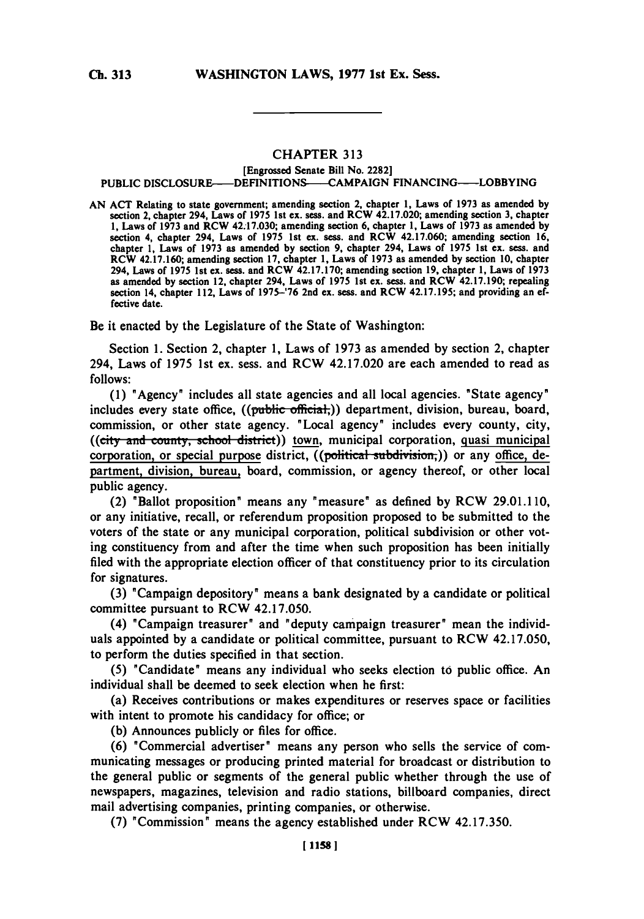# CHAPTER 313

[Engrossed Senate Bill No. 2282]

PUBLIC DISCLOSURE——DEFINITIONS——CAMPAIGN FINANCING——LOBBYING

AN ACT Relating to state government; amending section 2, chapter 1, Laws of 1973 as amended by section 2, chapter 294, Laws of 1975 1st ex. sess. and RCW 42.17.020; amending section 3, chapter 1, Laws of 1973 and RCW 42.17.030; amending section 6, chapter 1, Laws of 1973 as amended by section 4, chapter 294, Laws of 1975 1st ex. sess. and RCW 42.17.060; amending section 16, chapter 1, Laws of 1973 as amended by section 9, chapter 294, Laws of 1975 1st ex. sess. and RCW 42.17.160; amending section 17, chapter 1, Laws of 1973 as amended by section 10, chapter 294, Laws of 1975 1st ex. sess. and RCW 42.17.170; amending section 19, chapter 1, Laws of 1973 as amended by section 12, chapter 294, Laws of 1975 1st ex. sess. and RCW 42.17.190; repealing section 14, chapter 112, Laws of 1975-'76 2nd ex. sess. and RCW 42.17.195; and providing an effective date.

Be it enacted by the Legislature of the State of Washington:

Section 1. Section 2, chapter 1, Laws of 1973 as amended by section 2, chapter 294, Laws of 1975 1st ex. sess. and RCW 42.17.020 are each amended to read as follows:

(1) "Agency" includes all state agencies and all local agencies. "State agency" includes every state office, ((~~public official,~~)) department, division, bureau, board, commission, or other state agency. "Local agency" includes every county, city, ((~~city and county, school district~~)) town, municipal corporation, quasi municipal corporation, or special purpose district, ((~~political subdivision,~~)) or any office, department, division, bureau, board, commission, or agency thereof, or other local public agency.

(2) "Ballot proposition" means any "measure" as defined by RCW 29.01.110, or any initiative, recall, or referendum proposition proposed to be submitted to the voters of the state or any municipal corporation, political subdivision or other voting constituency from and after the time when such proposition has been initially filed with the appropriate election officer of that constituency prior to its circulation for signatures.

(3) "Campaign depository" means a bank designated by a candidate or political committee pursuant to RCW 42.17.050.

(4) "Campaign treasurer" and "deputy campaign treasurer" mean the individuals appointed by a candidate or political committee, pursuant to RCW 42.17.050, to perform the duties specified in that section.

(5) "Candidate" means any individual who seeks election to public office. An individual shall be deemed to seek election when he first:

(a) Receives contributions or makes expenditures or reserves space or facilities with intent to promote his candidacy for office; or

(b) Announces publicly or files for office.

(6) "Commercial advertiser" means any person who sells the service of communicating messages or producing printed material for broadcast or distribution to the general public or segments of the general public whether through the use of newspapers, magazines, television and radio stations, billboard companies, direct mail advertising companies, printing companies, or otherwise.

(7) "Commission" means the agency established under RCW 42.17.350.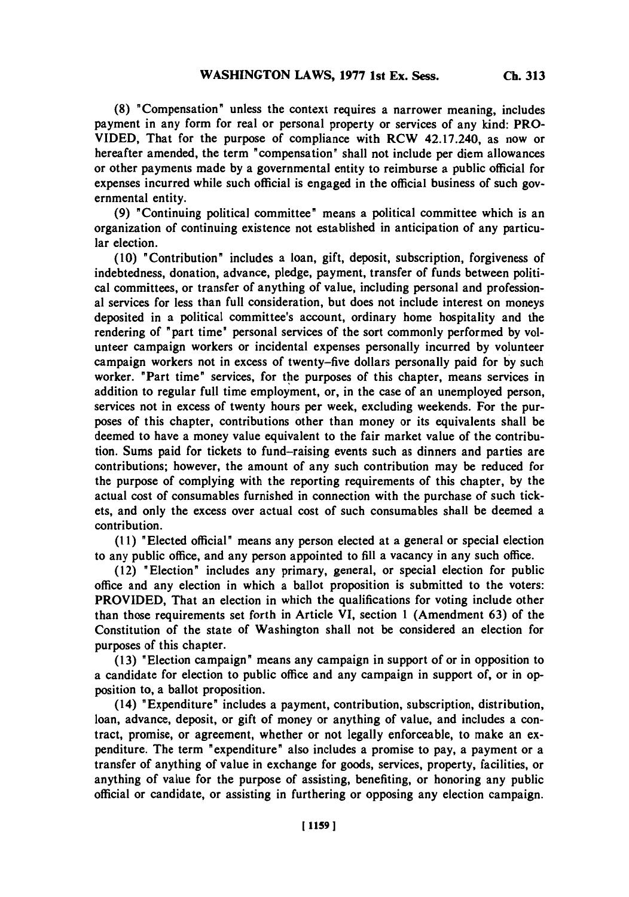(8) "Compensation" unless the context requires a narrower meaning, includes payment in any form for real or personal property or services of any kind: PROVIDED, That for the purpose of compliance with RCW 42.17.240, as now or hereafter amended, the term "compensation" shall not include per diem allowances or other payments made by a governmental entity to reimburse a public official for expenses incurred while such official is engaged in the official business of such governmental entity.

(9) "Continuing political committee" means a political committee which is an organization of continuing existence not established in anticipation of any particular election.

(10) "Contribution" includes a loan, gift, deposit, subscription, forgiveness of indebtedness, donation, advance, pledge, payment, transfer of funds between political committees, or transfer of anything of value, including personal and professional services for less than full consideration, but does not include interest on moneys deposited in a political committee's account, ordinary home hospitality and the rendering of "part time" personal services of the sort commonly performed by volunteer campaign workers or incidental expenses personally incurred by volunteer campaign workers not in excess of twenty-five dollars personally paid for by such worker. "Part time" services, for the purposes of this chapter, means services in addition to regular full time employment, or, in the case of an unemployed person, services not in excess of twenty hours per week, excluding weekends. For the purposes of this chapter, contributions other than money or its equivalents shall be deemed to have a money value equivalent to the fair market value of the contribution. Sums paid for tickets to fund-raising events such as dinners and parties are contributions; however, the amount of any such contribution may be reduced for the purpose of complying with the reporting requirements of this chapter, by the actual cost of consumables furnished in connection with the purchase of such tickets, and only the excess over actual cost of such consumables shall be deemed a contribution.

(11) "Elected official" means any person elected at a general or special election to any public office, and any person appointed to fill a vacancy in any such office.

(12) "Election" includes any primary, general, or special election for public office and any election in which a ballot proposition is submitted to the voters: PROVIDED, That an election in which the qualifications for voting include other than those requirements set forth in Article VI, section 1 (Amendment 63) of the Constitution of the state of Washington shall not be considered an election for purposes of this chapter.

(13) "Election campaign" means any campaign in support of or in opposition to a candidate for election to public office and any campaign in support of, or in opposition to, a ballot proposition.

(14) "Expenditure" includes a payment, contribution, subscription, distribution, loan, advance, deposit, or gift of money or anything of value, and includes a contract, promise, or agreement, whether or not legally enforceable, to make an expenditure. The term "expenditure" also includes a promise to pay, a payment or a transfer of anything of value in exchange for goods, services, property, facilities, or anything of value for the purpose of assisting, benefiting, or honoring any public official or candidate, or assisting in furthering or opposing any election campaign.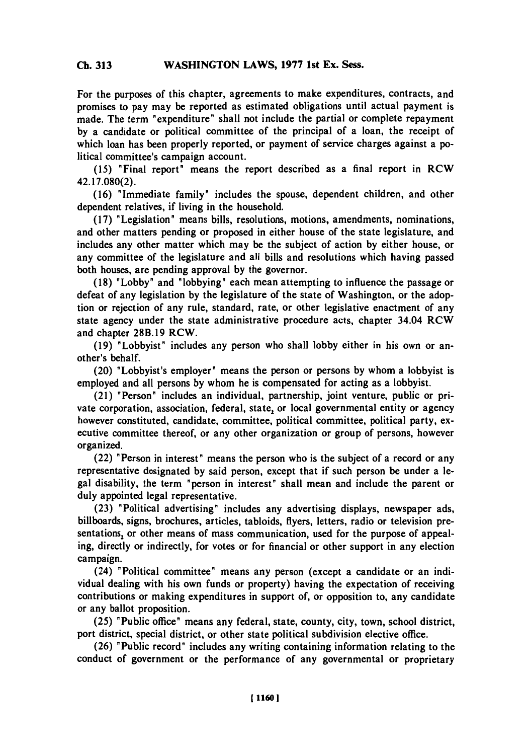For the purposes of this chapter, agreements to make expenditures, contracts, and promises to pay may be reported as estimated obligations until actual payment is made. The term "expenditure" shall not include the partial or complete repayment by a candidate or political committee of the principal of a loan, the receipt of which loan has been properly reported, or payment of service charges against a political committee's campaign account.

(15) "Final report" means the report described as a final report in RCW 42.17.080(2).

(16) "Immediate family" includes the spouse, dependent children, and other dependent relatives, if living in the household.

(17) "Legislation" means bills, resolutions, motions, amendments, nominations, and other matters pending or proposed in either house of the state legislature, and includes any other matter which may be the subject of action by either house, or any committee of the legislature and all bills and resolutions which having passed both houses, are pending approval by the governor.

(18) "Lobby" and "lobbying" each mean attempting to influence the passage or defeat of any legislation by the legislature of the state of Washington, or the adoption or rejection of any rule, standard, rate, or other legislative enactment of any state agency under the state administrative procedure acts, chapter 34.04 RCW and chapter 28B.19 RCW.

(19) "Lobbyist" includes any person who shall lobby either in his own or another's behalf.

(20) "Lobbyist's employer" means the person or persons by whom a lobbyist is employed and all persons by whom he is compensated for acting as a lobbyist.

(21) "Person" includes an individual, partnership, joint venture, public or private corporation, association, federal, state, or local governmental entity or agency however constituted, candidate, committee, political committee, political party, executive committee thereof, or any other organization or group of persons, however organized.

(22) "Person in interest" means the person who is the subject of a record or any representative designated by said person, except that if such person be under a legal disability, the term "person in interest" shall mean and include the parent or duly appointed legal representative.

(23) "Political advertising" includes any advertising displays, newspaper ads, billboards, signs, brochures, articles, tabloids, flyers, letters, radio or television presentations, or other means of mass communication, used for the purpose of appealing, directly or indirectly, for votes or for financial or other support in any election campaign.

(24) "Political committee" means any person (except a candidate or an individual dealing with his own funds or property) having the expectation of receiving contributions or making expenditures in support of, or opposition to, any candidate or any ballot proposition.

(25) "Public office" means any federal, state, county, city, town, school district, port district, special district, or other state political subdivision elective office.

(26) "Public record" includes any writing containing information relating to the conduct of government or the performance of any governmental or proprietary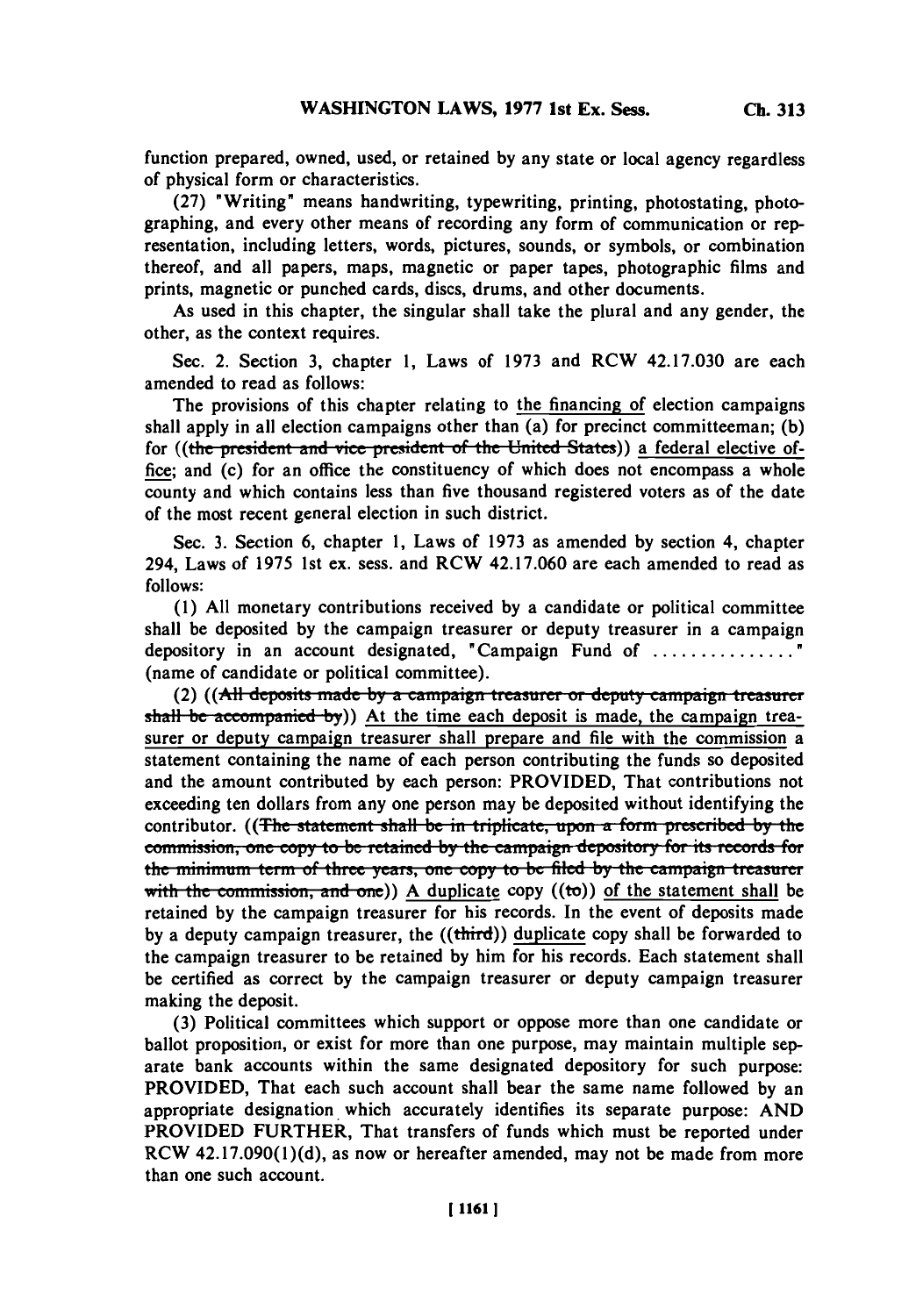function prepared, owned, used, or retained by any state or local agency regardless of physical form or characteristics.

(27) "Writing" means handwriting, typewriting, printing, photostating, photographing, and every other means of recording any form of communication or representation, including letters, words, pictures, sounds, or symbols, or combination thereof, and all papers, maps, magnetic or paper tapes, photographic films and prints, magnetic or punched cards, discs, drums, and other documents.

As used in this chapter, the singular shall take the plural and any gender, the other, as the context requires.

Sec. 2. Section 3, chapter 1, Laws of 1973 and RCW 42.17.030 are each amended to read as follows:

The provisions of this chapter relating to the financing of election campaigns shall apply in all election campaigns other than (a) for precinct committeeman; (b) for ((~~the president and vice president of the United States~~)) a federal elective office; and (c) for an office the constituency of which does not encompass a whole county and which contains less than five thousand registered voters as of the date of the most recent general election in such district.

Sec. 3. Section 6, chapter 1, Laws of 1973 as amended by section 4, chapter 294, Laws of 1975 1st ex. sess. and RCW 42.17.060 are each amended to read as follows:

(1) All monetary contributions received by a candidate or political committee shall be deposited by the campaign treasurer or deputy treasurer in a campaign depository in an account designated, "Campaign Fund of ..............." (name of candidate or political committee).

(2) ((~~All deposits made by a campaign treasurer or deputy campaign treasurer shall be accompanied by~~)) At the time each deposit is made, the campaign treasurer or deputy campaign treasurer shall prepare and file with the commission a statement containing the name of each person contributing the funds so deposited and the amount contributed by each person: PROVIDED, That contributions not exceeding ten dollars from any one person may be deposited without identifying the contributor. ((~~The statement shall be in triplicate, upon a form prescribed by the commission, one copy to be retained by the campaign depository for its records for the minimum term of three years, one copy to be filed by the campaign treasurer with the commission, and one~~)) A duplicate copy ((~~to~~)) of the statement shall be retained by the campaign treasurer for his records. In the event of deposits made by a deputy campaign treasurer, the ((~~third~~)) duplicate copy shall be forwarded to the campaign treasurer to be retained by him for his records. Each statement shall be certified as correct by the campaign treasurer or deputy campaign treasurer making the deposit.

(3) Political committees which support or oppose more than one candidate or ballot proposition, or exist for more than one purpose, may maintain multiple separate bank accounts within the same designated depository for such purpose: PROVIDED, That each such account shall bear the same name followed by an appropriate designation which accurately identifies its separate purpose: AND PROVIDED FURTHER, That transfers of funds which must be reported under RCW 42.17.090(1)(d), as now or hereafter amended, may not be made from more than one such account.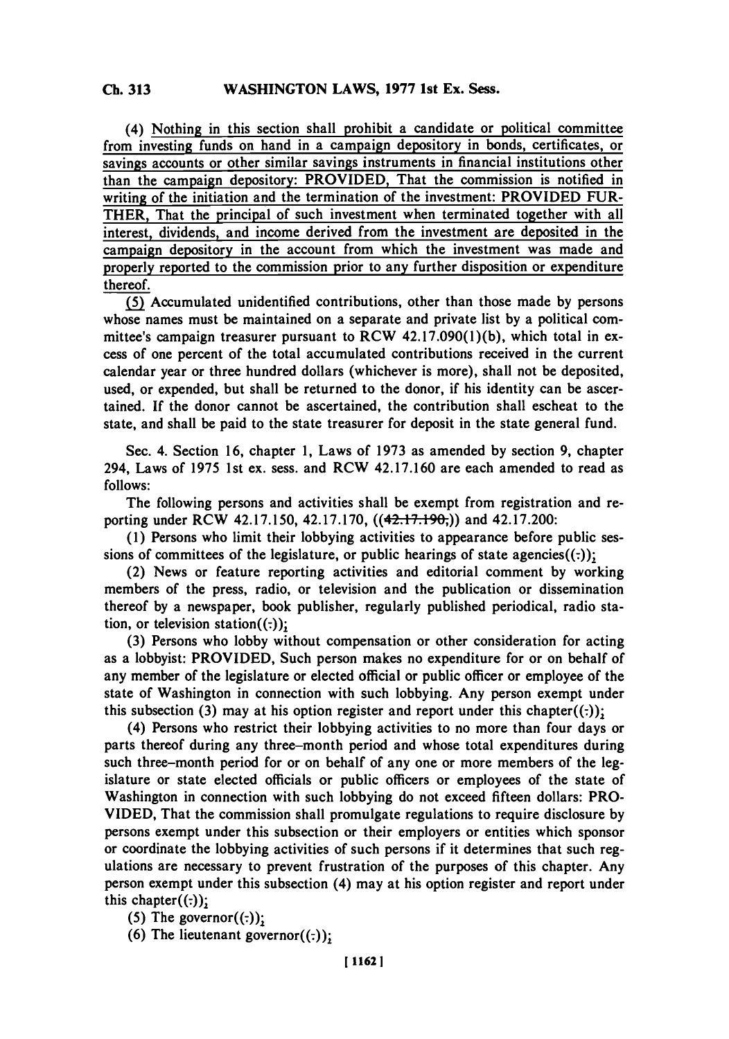(4) Nothing in this section shall prohibit a candidate or political committee from investing funds on hand in a campaign depository in bonds, certificates, or savings accounts or other similar savings instruments in financial institutions other than the campaign depository: PROVIDED, That the commission is notified in writing of the initiation and the termination of the investment: PROVIDED FURTHER, That the principal of such investment when terminated together with all interest, dividends, and income derived from the investment are deposited in the campaign depository in the account from which the investment was made and properly reported to the commission prior to any further disposition or expenditure thereof.

(5) Accumulated unidentified contributions, other than those made by persons whose names must be maintained on a separate and private list by a political committee's campaign treasurer pursuant to RCW 42.17.090(1)(b), which total in excess of one percent of the total accumulated contributions received in the current calendar year or three hundred dollars (whichever is more), shall not be deposited, used, or expended, but shall be returned to the donor, if his identity can be ascertained. If the donor cannot be ascertained, the contribution shall escheat to the state, and shall be paid to the state treasurer for deposit in the state general fund.

Sec. 4. Section 16, chapter 1, Laws of 1973 as amended by section 9, chapter 294, Laws of 1975 1st ex. sess. and RCW 42.17.160 are each amended to read as follows:

The following persons and activities shall be exempt from registration and reporting under RCW 42.17.150, 42.17.170, ((~~42.17.190,~~)) and 42.17.200:

(1) Persons who limit their lobbying activities to appearance before public sessions of committees of the legislature, or public hearings of state agencies((.));

(2) News or feature reporting activities and editorial comment by working members of the press, radio, or television and the publication or dissemination thereof by a newspaper, book publisher, regularly published periodical, radio station, or television station((.));

(3) Persons who lobby without compensation or other consideration for acting as a lobbyist: PROVIDED, Such person makes no expenditure for or on behalf of any member of the legislature or elected official or public officer or employee of the state of Washington in connection with such lobbying. Any person exempt under this subsection (3) may at his option register and report under this chapter((.));

(4) Persons who restrict their lobbying activities to no more than four days or parts thereof during any three-month period and whose total expenditures during such three-month period for or on behalf of any one or more members of the legislature or state elected officials or public officers or employees of the state of Washington in connection with such lobbying do not exceed fifteen dollars: PROVIDED, That the commission shall promulgate regulations to require disclosure by persons exempt under this subsection or their employers or entities which sponsor or coordinate the lobbying activities of such persons if it determines that such regulations are necessary to prevent frustration of the purposes of this chapter. Any person exempt under this subsection (4) may at his option register and report under this chapter((.));

(5) The governor((.));

(6) The lieutenant governor((.));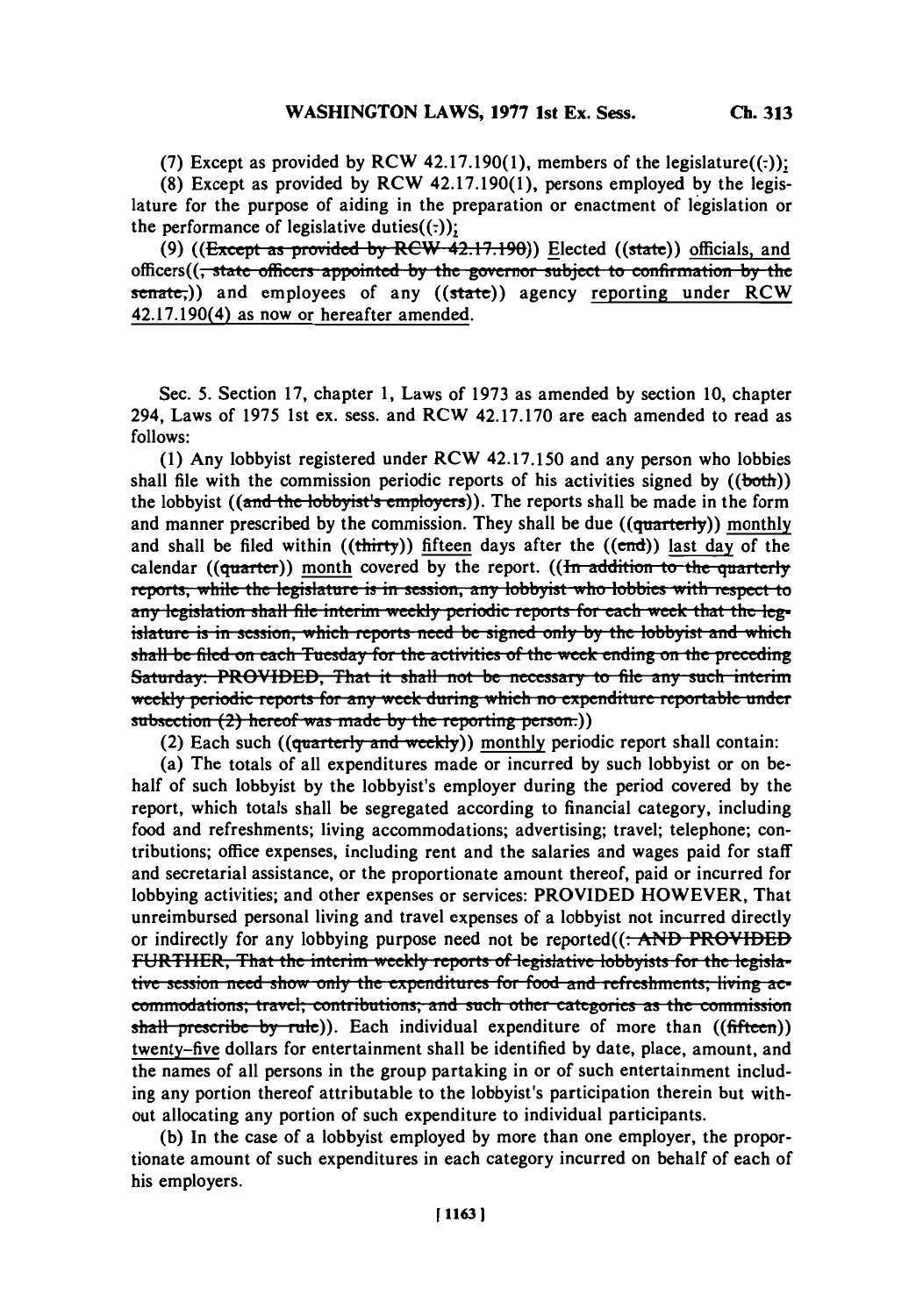(7) Except as provided by RCW 42.17.190(1), members of the legislature((:));

(8) Except as provided by RCW 42.17.190(1), persons employed by the legislature for the purpose of aiding in the preparation or enactment of legislation or the performance of legislative duties((:));

(9) ((~~Except as provided by RCW 42.17.190~~)) Elected ((state)) officials, and officers((~~, state officers appointed by the governor subject to confirmation by the senate,~~)) and employees of any ((state)) agency reporting under RCW 42.17.190(4) as now or hereafter amended.

Sec. 5. Section 17, chapter 1, Laws of 1973 as amended by section 10, chapter 294, Laws of 1975 1st ex. sess. and RCW 42.17.170 are each amended to read as follows:

(1) Any lobbyist registered under RCW 42.17.150 and any person who lobbies shall file with the commission periodic reports of his activities signed by ((~~both~~)) the lobbyist ((~~and the lobbyist's employers~~)). The reports shall be made in the form and manner prescribed by the commission. They shall be due ((~~quarterly~~)) monthly and shall be filed within ((~~thirty~~)) fifteen days after the ((~~end~~)) last day of the calendar ((~~quarter~~)) month covered by the report. ((~~In addition to the quarterly reports, while the legislature is in session, any lobbyist who lobbies with respect to any legislation shall file interim weekly periodic reports for each week that the legislature is in session, which reports need be signed only by the lobbyist and which shall be filed on each Tuesday for the activities of the week ending on the preceding Saturday: PROVIDED, That it shall not be necessary to file any such interim weekly periodic reports for any week during which no expenditure reportable under subsection (2) hereof was made by the reporting person.~~))

(2) Each such ((~~quarterly and weekly~~)) monthly periodic report shall contain:

(a) The totals of all expenditures made or incurred by such lobbyist or on behalf of such lobbyist by the lobbyist's employer during the period covered by the report, which totals shall be segregated according to financial category, including food and refreshments; living accommodations; advertising; travel; telephone; contributions; office expenses, including rent and the salaries and wages paid for staff and secretarial assistance, or the proportionate amount thereof, paid or incurred for lobbying activities; and other expenses or services: PROVIDED HOWEVER, That unreimbursed personal living and travel expenses of a lobbyist not incurred directly or indirectly for any lobbying purpose need not be reported((~~: AND PROVIDED FURTHER, That the interim weekly reports of legislative lobbyists for the legislative session need show only the expenditures for food and refreshments; living accommodations; travel; contributions; and such other categories as the commission shall prescribe by rule~~)). Each individual expenditure of more than ((~~fifteen~~)) twenty-five dollars for entertainment shall be identified by date, place, amount, and the names of all persons in the group partaking in or of such entertainment including any portion thereof attributable to the lobbyist's participation therein but without allocating any portion of such expenditure to individual participants.

(b) In the case of a lobbyist employed by more than one employer, the proportionate amount of such expenditures in each category incurred on behalf of each of his employers.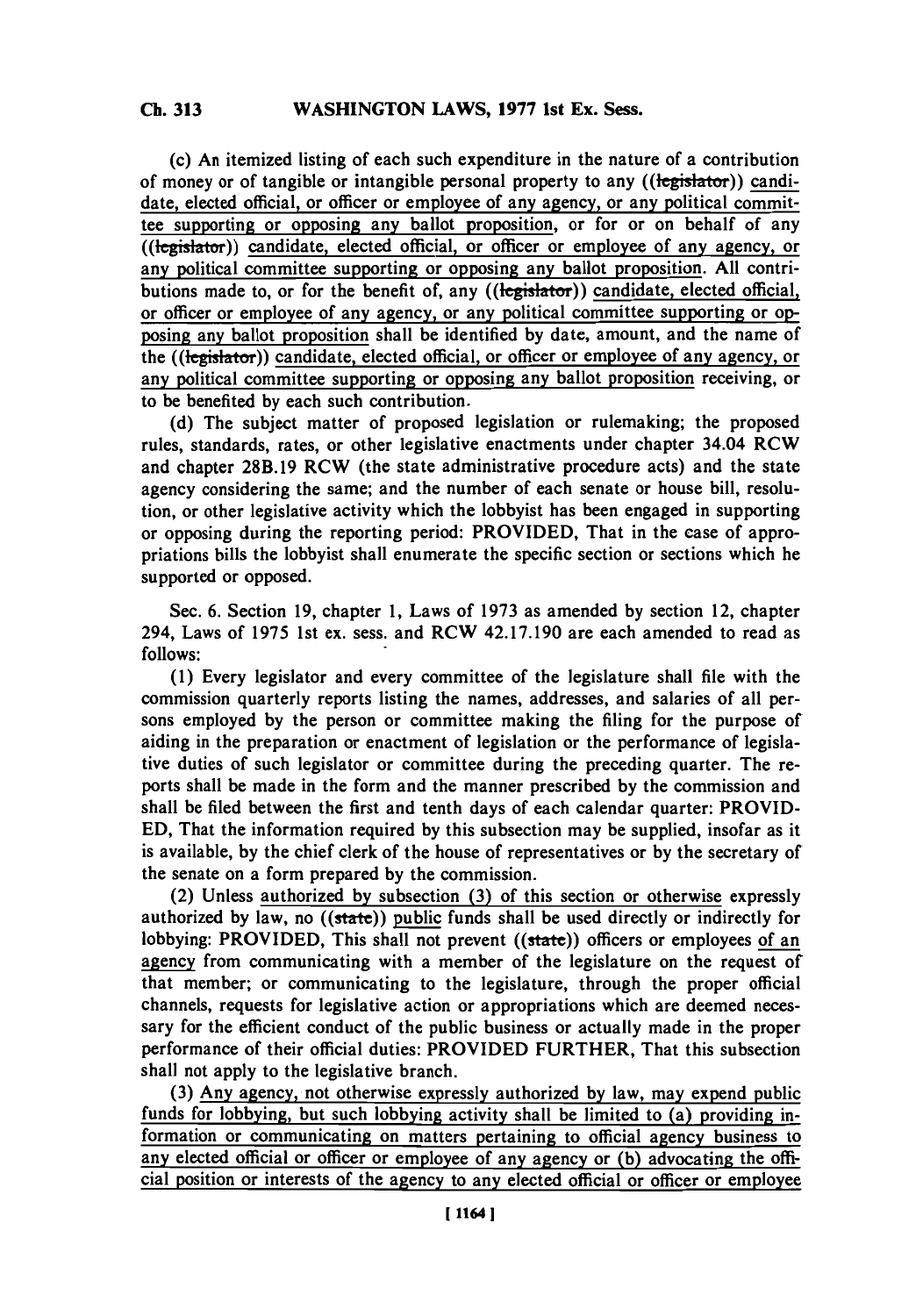(c) An itemized listing of each such expenditure in the nature of a contribution of money or of tangible or intangible personal property to any ((legislator)) candidate, elected official, or officer or employee of any agency, or any political committee supporting or opposing any ballot proposition, or for or on behalf of any ((legislator)) candidate, elected official, or officer or employee of any agency, or any political committee supporting or opposing any ballot proposition. All contributions made to, or for the benefit of, any ((legislator)) candidate, elected official, or officer or employee of any agency, or any political committee supporting or opposing any ballot proposition shall be identified by date, amount, and the name of the ((legislator)) candidate, elected official, or officer or employee of any agency, or any political committee supporting or opposing any ballot proposition receiving, or to be benefited by each such contribution.

(d) The subject matter of proposed legislation or rulemaking; the proposed rules, standards, rates, or other legislative enactments under chapter 34.04 RCW and chapter 28B.19 RCW (the state administrative procedure acts) and the state agency considering the same; and the number of each senate or house bill, resolution, or other legislative activity which the lobbyist has been engaged in supporting or opposing during the reporting period: PROVIDED, That in the case of appropriations bills the lobbyist shall enumerate the specific section or sections which he supported or opposed.

Sec. 6. Section 19, chapter 1, Laws of 1973 as amended by section 12, chapter 294, Laws of 1975 1st ex. sess. and RCW 42.17.190 are each amended to read as follows:

(1) Every legislator and every committee of the legislature shall file with the commission quarterly reports listing the names, addresses, and salaries of all persons employed by the person or committee making the filing for the purpose of aiding in the preparation or enactment of legislation or the performance of legislative duties of such legislator or committee during the preceding quarter. The reports shall be made in the form and the manner prescribed by the commission and shall be filed between the first and tenth days of each calendar quarter: PROVIDED, That the information required by this subsection may be supplied, insofar as it is available, by the chief clerk of the house of representatives or by the secretary of the senate on a form prepared by the commission.

(2) Unless authorized by subsection (3) of this section or otherwise expressly authorized by law, no ((state)) public funds shall be used directly or indirectly for lobbying: PROVIDED, This shall not prevent ((state)) officers or employees of an agency from communicating with a member of the legislature on the request of that member; or communicating to the legislature, through the proper official channels, requests for legislative action or appropriations which are deemed necessary for the efficient conduct of the public business or actually made in the proper performance of their official duties: PROVIDED FURTHER, That this subsection shall not apply to the legislative branch.

(3) Any agency, not otherwise expressly authorized by law, may expend public funds for lobbying, but such lobbying activity shall be limited to (a) providing information or communicating on matters pertaining to official agency business to any elected official or officer or employee of any agency or (b) advocating the official position or interests of the agency to any elected official or officer or employee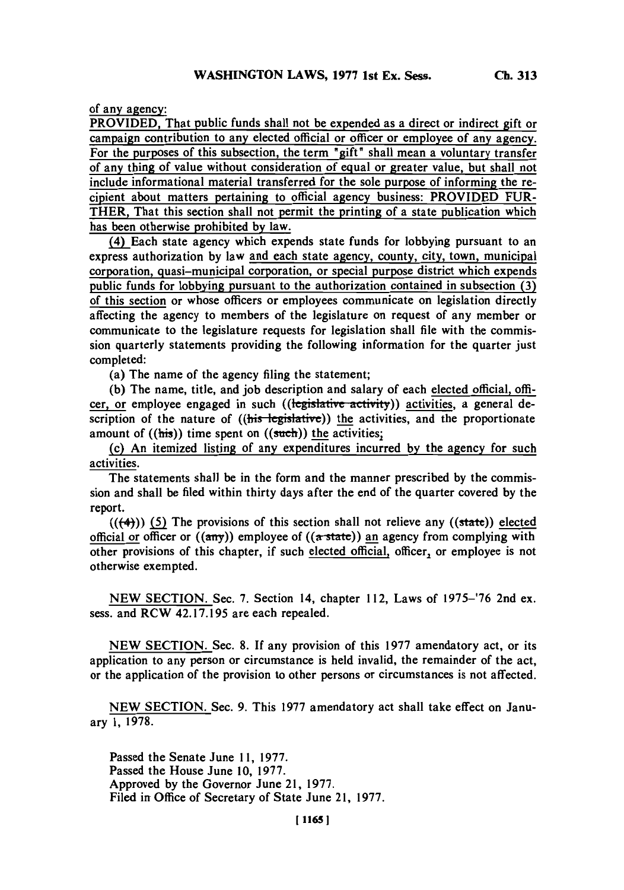of any agency:

PROVIDED, That public funds shall not be expended as a direct or indirect gift or campaign contribution to any elected official or officer or employee of any agency. For the purposes of this subsection, the term "gift" shall mean a voluntary transfer of any thing of value without consideration of equal or greater value, but shall not include informational material transferred for the sole purpose of informing the recipient about matters pertaining to official agency business: PROVIDED FURTHER, That this section shall not permit the printing of a state publication which has been otherwise prohibited by law.

(4) Each state agency which expends state funds for lobbying pursuant to an express authorization by law and each state agency, county, city, town, municipal corporation, quasi-municipal corporation, or special purpose district which expends public funds for lobbying pursuant to the authorization contained in subsection (3) of this section or whose officers or employees communicate on legislation directly affecting the agency to members of the legislature on request of any member or communicate to the legislature requests for legislation shall file with the commission quarterly statements providing the following information for the quarter just completed:

(a) The name of the agency filing the statement;

(b) The name, title, and job description and salary of each elected official, officer, or employee engaged in such ((legislative activity)) activities, a general description of the nature of ((his legislative)) the activities, and the proportionate amount of ((his)) time spent on ((such)) the activities;

(c) An itemized listing of any expenditures incurred by the agency for such activities.

The statements shall be in the form and the manner prescribed by the commission and shall be filed within thirty days after the end of the quarter covered by the report.

(((4))) (5) The provisions of this section shall not relieve any ((state)) elected official or officer or ((any)) employee of ((a state)) an agency from complying with other provisions of this chapter, if such elected official, officer, or employee is not otherwise exempted.

NEW SECTION. Sec. 7. Section 14, chapter 112, Laws of 1975–'76 2nd ex. sess. and RCW 42.17.195 are each repealed.

NEW SECTION. Sec. 8. If any provision of this 1977 amendatory act, or its application to any person or circumstance is held invalid, the remainder of the act, or the application of the provision to other persons or circumstances is not affected.

NEW SECTION. Sec. 9. This 1977 amendatory act shall take effect on January 1, 1978.

Passed the Senate June 11, 1977.
Passed the House June 10, 1977.
Approved by the Governor June 21, 1977.
Filed in Office of Secretary of State June 21, 1977.